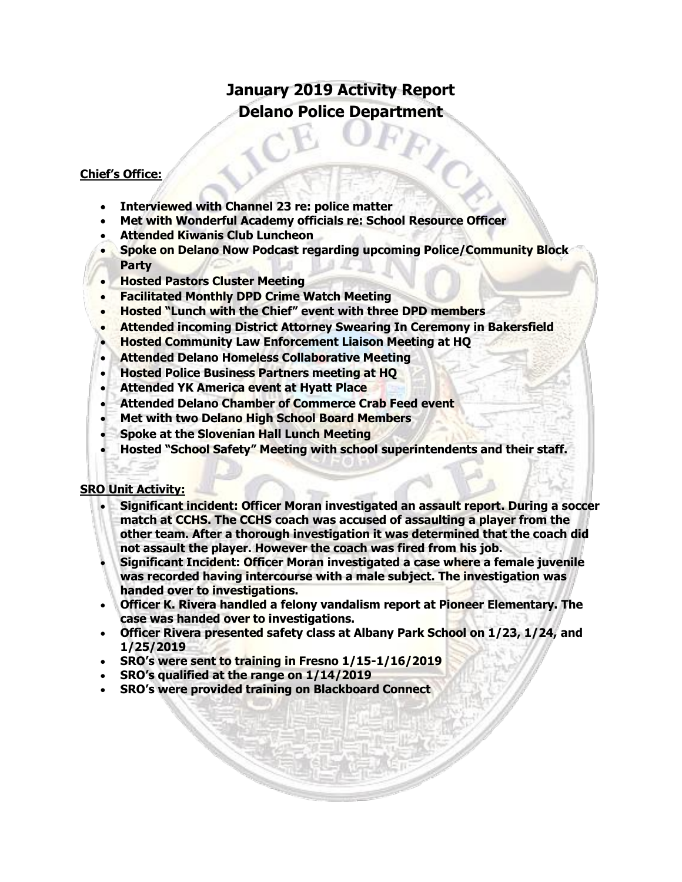# January 2019 Activity Report
# Delano Police Department

**Chief's Office:**

- **Interviewed with Channel 23 re: police matter**
- **Met with Wonderful Academy officials re: School Resource Officer**
- **Attended Kiwanis Club Luncheon**
- **Spoke on Delano Now Podcast regarding upcoming Police/Community Block Party**
- **Hosted Pastors Cluster Meeting**
- **Facilitated Monthly DPD Crime Watch Meeting**
- **Hosted "Lunch with the Chief" event with three DPD members**
- **Attended incoming District Attorney Swearing In Ceremony in Bakersfield**
- **Hosted Community Law Enforcement Liaison Meeting at HQ**
- **Attended Delano Homeless Collaborative Meeting**
- **Hosted Police Business Partners meeting at HQ**
- **Attended YK America event at Hyatt Place**
- **Attended Delano Chamber of Commerce Crab Feed event**
- **Met with two Delano High School Board Members**
- **Spoke at the Slovenian Hall Lunch Meeting**
- **Hosted "School Safety" Meeting with school superintendents and their staff.**

**SRO Unit Activity:**

- **Significant incident: Officer Moran investigated an assault report. During a soccer match at CCHS. The CCHS coach was accused of assaulting a player from the other team. After a thorough investigation it was determined that the coach did not assault the player. However the coach was fired from his job.**
- **Significant Incident: Officer Moran investigated a case where a female juvenile was recorded having intercourse with a male subject. The investigation was handed over to investigations.**
- **Officer K. Rivera handled a felony vandalism report at Pioneer Elementary. The case was handed over to investigations.**
- **Officer Rivera presented safety class at Albany Park School on 1/23, 1/24, and 1/25/2019**
- **SRO's were sent to training in Fresno 1/15-1/16/2019**
- **SRO's qualified at the range on 1/14/2019**
- **SRO's were provided training on Blackboard Connect**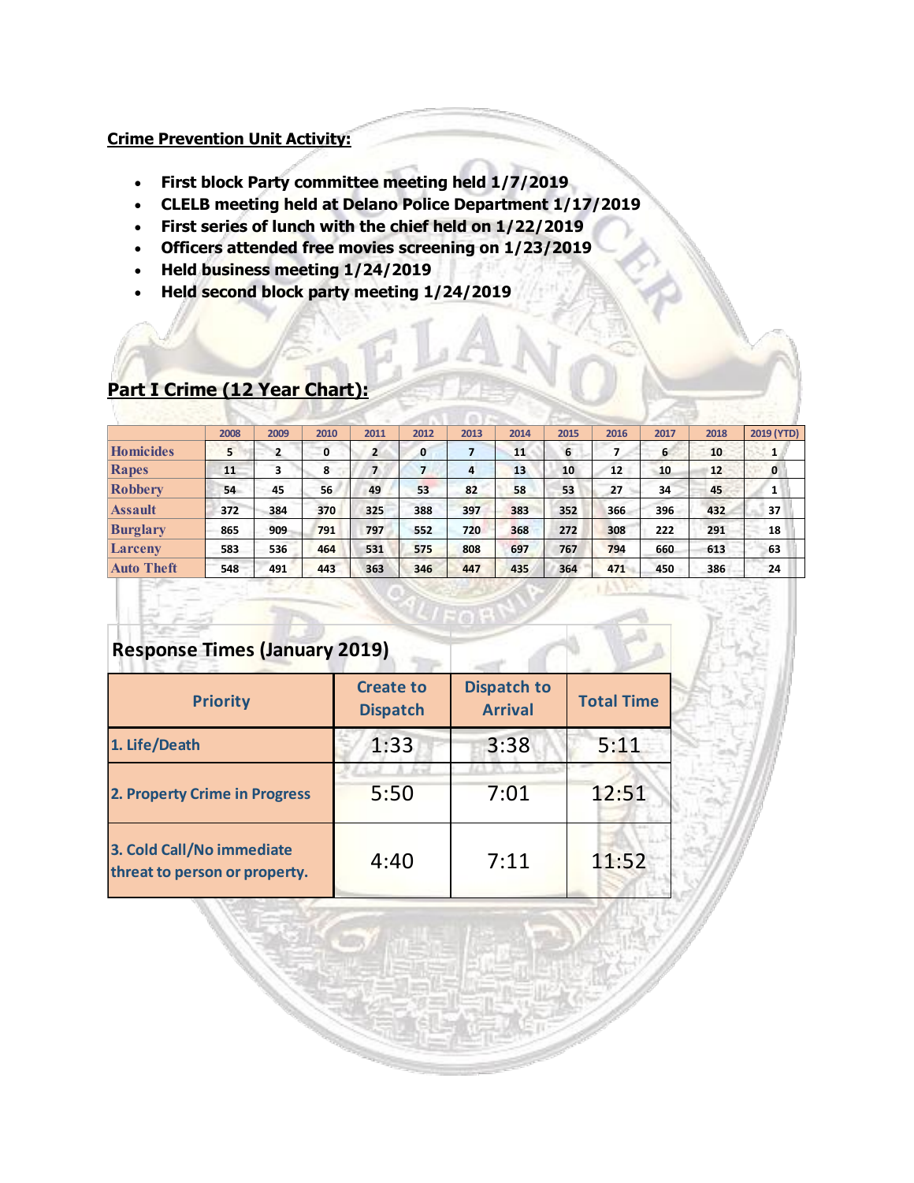**Crime Prevention Unit Activity:**

- **First block Party committee meeting held 1/7/2019**
- **CLELB meeting held at Delano Police Department 1/17/2019**
- **First series of lunch with the chief held on 1/22/2019**
- **Officers attended free movies screening on 1/23/2019**
- **Held business meeting 1/24/2019**
- **Held second block party meeting 1/24/2019**

## Part I Crime (12 Year Chart):

| | 2008 | 2009 | 2010 | 2011 | 2012 | 2013 | 2014 | 2015 | 2016 | 2017 | 2018 | 2019 (YTD) |
|---|---|---|---|---|---|---|---|---|---|---|---|---|
| Homicides | 5 | 2 | 0 | 2 | 0 | 7 | 11 | 6 | 7 | 6 | 10 | 1 |
| Rapes | 11 | 3 | 8 | 7 | 7 | 4 | 13 | 10 | 12 | 10 | 12 | 0 |
| Robbery | 54 | 45 | 56 | 49 | 53 | 82 | 58 | 53 | 27 | 34 | 45 | 1 |
| Assault | 372 | 384 | 370 | 325 | 388 | 397 | 383 | 352 | 366 | 396 | 432 | 37 |
| Burglary | 865 | 909 | 791 | 797 | 552 | 720 | 368 | 272 | 308 | 222 | 291 | 18 |
| Larceny | 583 | 536 | 464 | 531 | 575 | 808 | 697 | 767 | 794 | 660 | 613 | 63 |
| Auto Theft | 548 | 491 | 443 | 363 | 346 | 447 | 435 | 364 | 471 | 450 | 386 | 24 |

## Response Times (January 2019)

| Priority | Create to Dispatch | Dispatch to Arrival | Total Time |
|---|---|---|---|
| 1. Life/Death | 1:33 | 3:38 | 5:11 |
| 2. Property Crime in Progress | 5:50 | 7:01 | 12:51 |
| 3. Cold Call/No immediate threat to person or property. | 4:40 | 7:11 | 11:52 |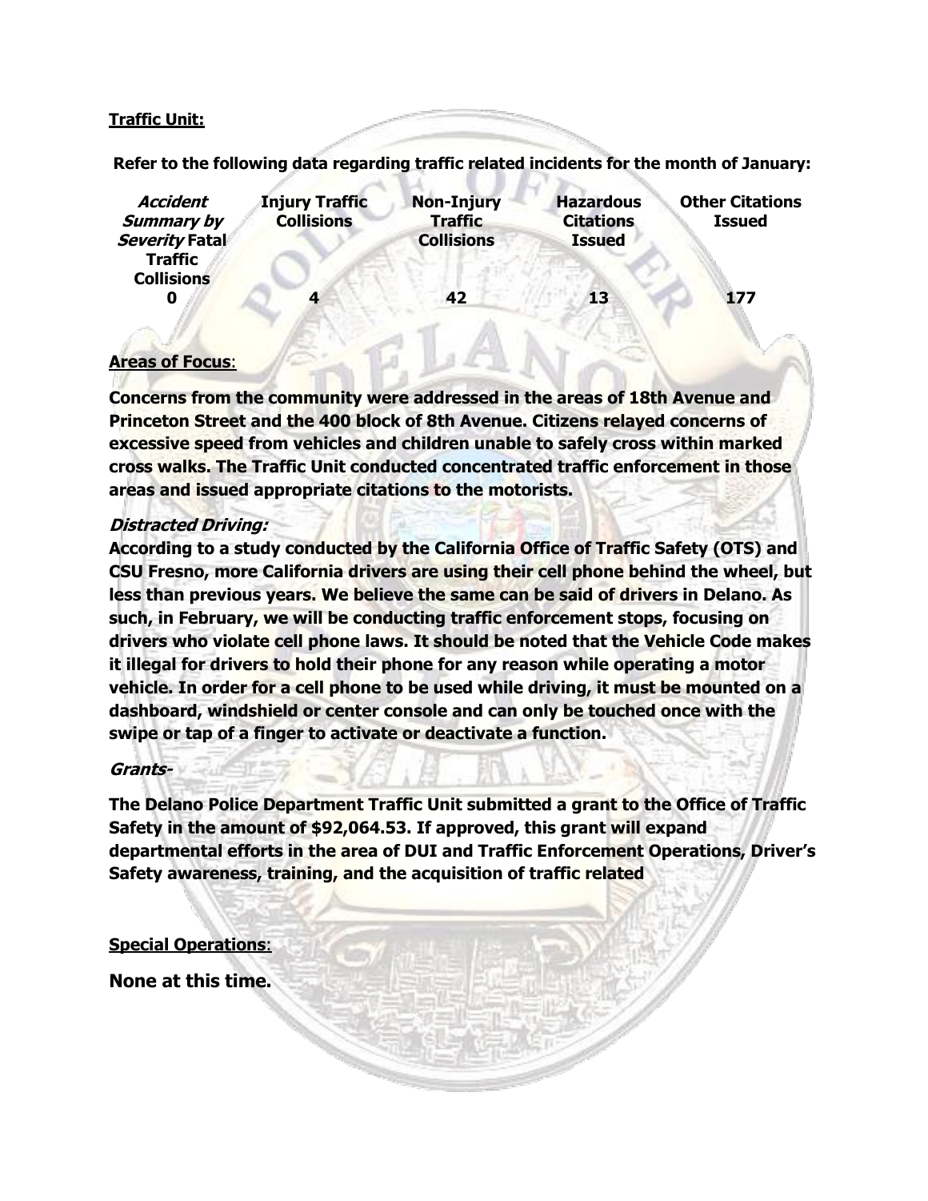**Traffic Unit:**

**Refer to the following data regarding traffic related incidents for the month of January:**

| ***Accident Summary by Severity* Fatal Traffic Collisions** | **Injury Traffic Collisions** | **Non-Injury Traffic Collisions** | **Hazardous Citations Issued** | **Other Citations Issued** |
|---|---|---|---|---|
| **0** | **4** | **42** | **13** | **177** |

**Areas of Focus**:

**Concerns from the community were addressed in the areas of 18th Avenue and Princeton Street and the 400 block of 8th Avenue. Citizens relayed concerns of excessive speed from vehicles and children unable to safely cross within marked cross walks. The Traffic Unit conducted concentrated traffic enforcement in those areas and issued appropriate citations to the motorists.**

***Distracted Driving:***

**According to a study conducted by the California Office of Traffic Safety (OTS) and CSU Fresno, more California drivers are using their cell phone behind the wheel, but less than previous years. We believe the same can be said of drivers in Delano. As such, in February, we will be conducting traffic enforcement stops, focusing on drivers who violate cell phone laws. It should be noted that the Vehicle Code makes it illegal for drivers to hold their phone for any reason while operating a motor vehicle. In order for a cell phone to be used while driving, it must be mounted on a dashboard, windshield or center console and can only be touched once with the swipe or tap of a finger to activate or deactivate a function.**

***Grants-***

**The Delano Police Department Traffic Unit submitted a grant to the Office of Traffic Safety in the amount of $92,064.53. If approved, this grant will expand departmental efforts in the area of DUI and Traffic Enforcement Operations, Driver's Safety awareness, training, and the acquisition of traffic related**

**Special Operations**:

**None at this time.**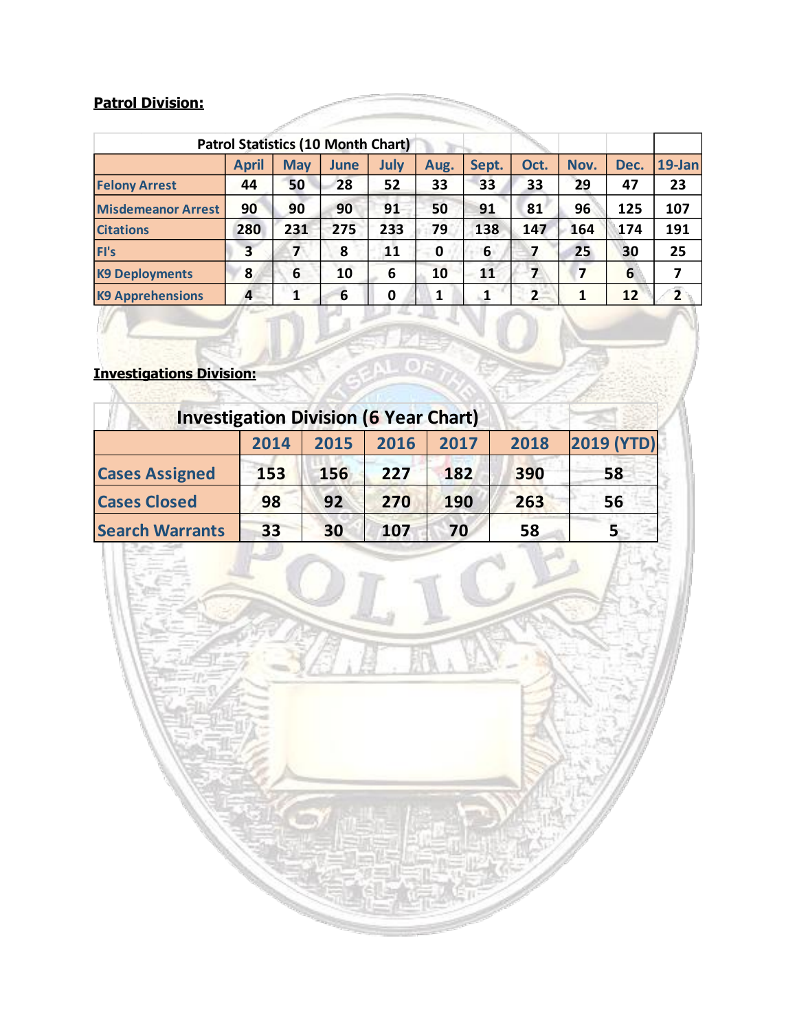**Patrol Division:**

| Patrol Statistics (10 Month Chart) | | | | | | | | | | |
|---|---|---|---|---|---|---|---|---|---|---|
| | April | May | June | July | Aug. | Sept. | Oct. | Nov. | Dec. | 19-Jan |
| Felony Arrest | 44 | 50 | 28 | 52 | 33 | 33 | 33 | 29 | 47 | 23 |
| Misdemeanor Arrest | 90 | 90 | 90 | 91 | 50 | 91 | 81 | 96 | 125 | 107 |
| Citations | 280 | 231 | 275 | 233 | 79 | 138 | 147 | 164 | 174 | 191 |
| FI's | 3 | 7 | 8 | 11 | 0 | 6 | 7 | 25 | 30 | 25 |
| K9 Deployments | 8 | 6 | 10 | 6 | 10 | 11 | 7 | 7 | 6 | 7 |
| K9 Apprehensions | 4 | 1 | 6 | 0 | 1 | 1 | 2 | 1 | 12 | 2 |

**Investigations Division:**

| Investigation Division (6 Year Chart) | | | | | | |
|---|---|---|---|---|---|---|
| | 2014 | 2015 | 2016 | 2017 | 2018 | 2019 (YTD) |
| Cases Assigned | 153 | 156 | 227 | 182 | 390 | 58 |
| Cases Closed | 98 | 92 | 270 | 190 | 263 | 56 |
| Search Warrants | 33 | 30 | 107 | 70 | 58 | 5 |